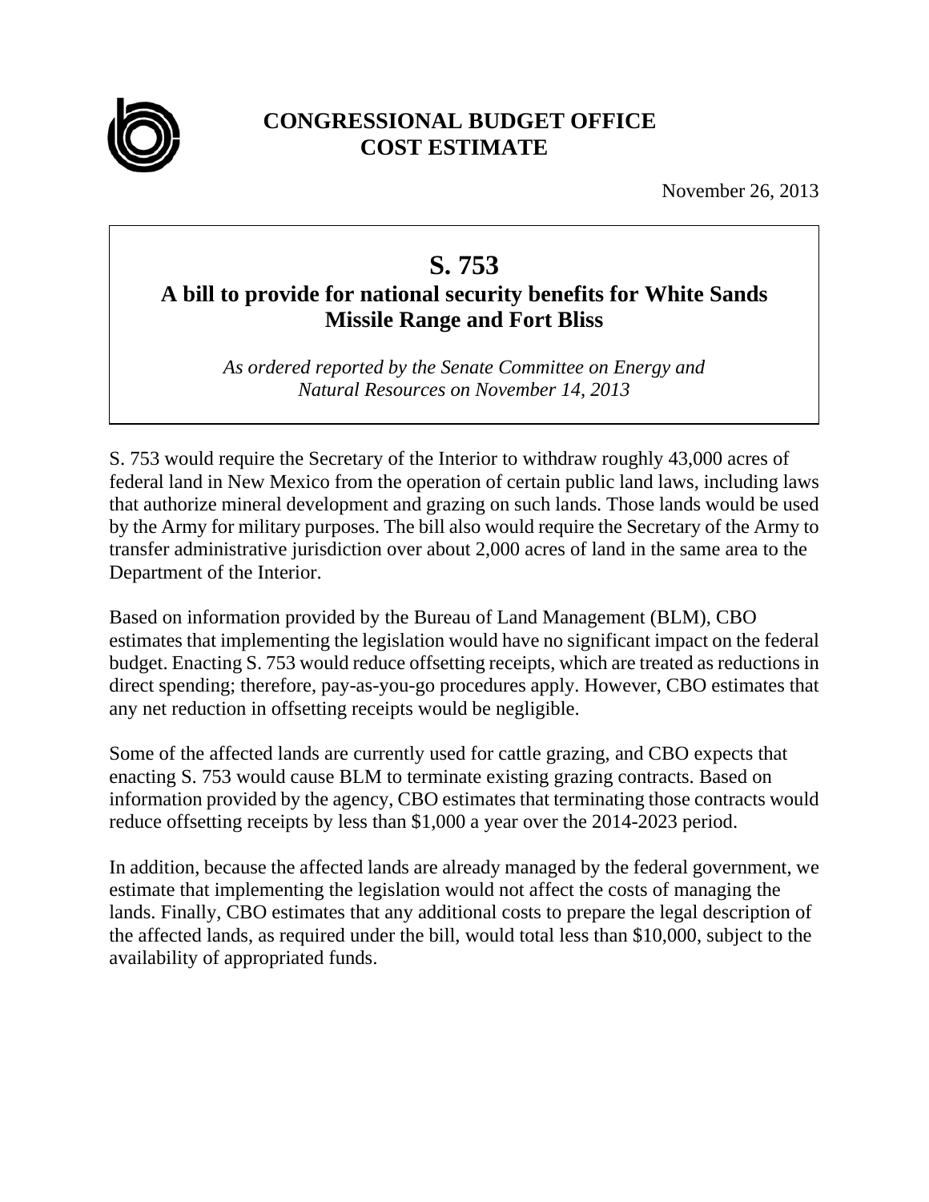**CONGRESSIONAL BUDGET OFFICE**
**COST ESTIMATE**

November 26, 2013

# S. 753

## A bill to provide for national security benefits for White Sands Missile Range and Fort Bliss

*As ordered reported by the Senate Committee on Energy and Natural Resources on November 14, 2013*

S. 753 would require the Secretary of the Interior to withdraw roughly 43,000 acres of federal land in New Mexico from the operation of certain public land laws, including laws that authorize mineral development and grazing on such lands. Those lands would be used by the Army for military purposes. The bill also would require the Secretary of the Army to transfer administrative jurisdiction over about 2,000 acres of land in the same area to the Department of the Interior.

Based on information provided by the Bureau of Land Management (BLM), CBO estimates that implementing the legislation would have no significant impact on the federal budget. Enacting S. 753 would reduce offsetting receipts, which are treated as reductions in direct spending; therefore, pay-as-you-go procedures apply. However, CBO estimates that any net reduction in offsetting receipts would be negligible.

Some of the affected lands are currently used for cattle grazing, and CBO expects that enacting S. 753 would cause BLM to terminate existing grazing contracts. Based on information provided by the agency, CBO estimates that terminating those contracts would reduce offsetting receipts by less than $1,000 a year over the 2014-2023 period.

In addition, because the affected lands are already managed by the federal government, we estimate that implementing the legislation would not affect the costs of managing the lands. Finally, CBO estimates that any additional costs to prepare the legal description of the affected lands, as required under the bill, would total less than $10,000, subject to the availability of appropriated funds.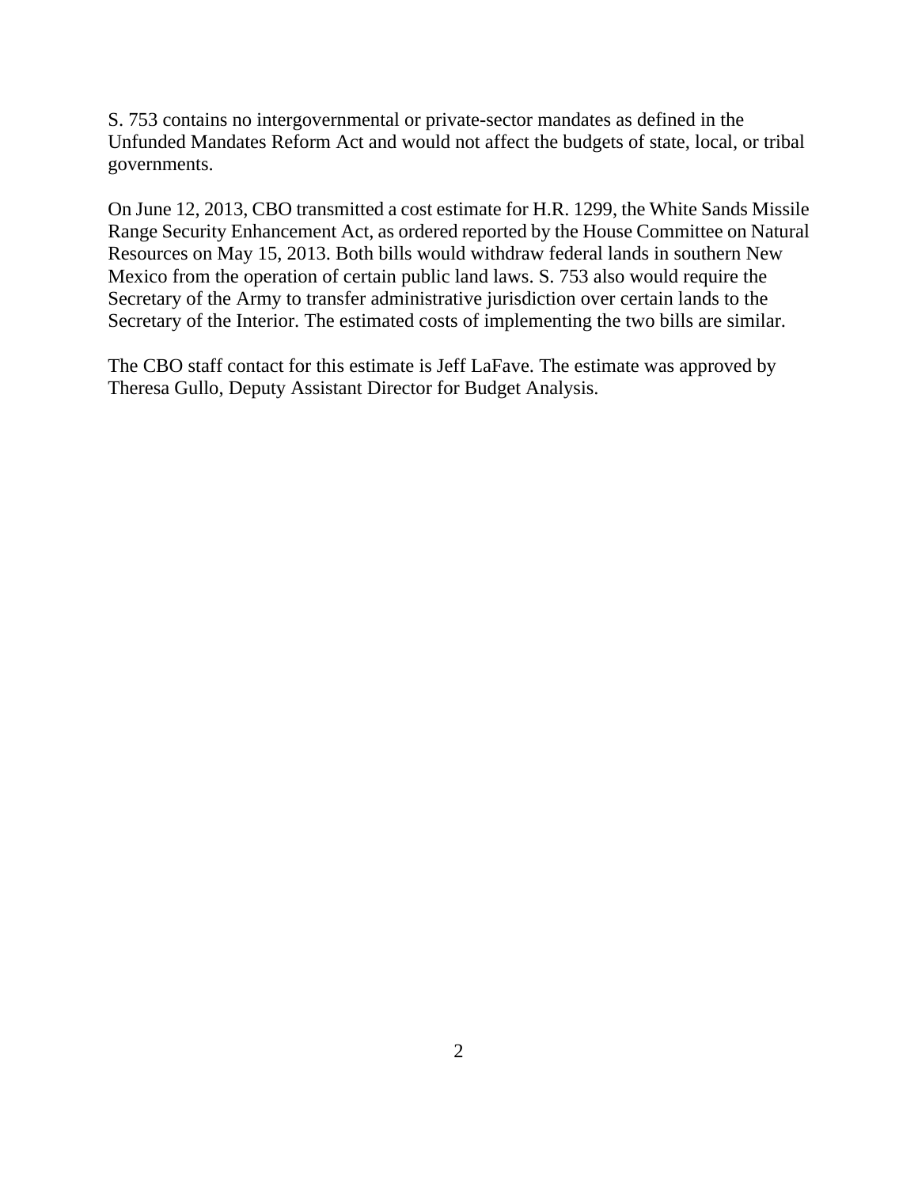S. 753 contains no intergovernmental or private-sector mandates as defined in the Unfunded Mandates Reform Act and would not affect the budgets of state, local, or tribal governments.

On June 12, 2013, CBO transmitted a cost estimate for H.R. 1299, the White Sands Missile Range Security Enhancement Act, as ordered reported by the House Committee on Natural Resources on May 15, 2013. Both bills would withdraw federal lands in southern New Mexico from the operation of certain public land laws. S. 753 also would require the Secretary of the Army to transfer administrative jurisdiction over certain lands to the Secretary of the Interior. The estimated costs of implementing the two bills are similar.

The CBO staff contact for this estimate is Jeff LaFave. The estimate was approved by Theresa Gullo, Deputy Assistant Director for Budget Analysis.